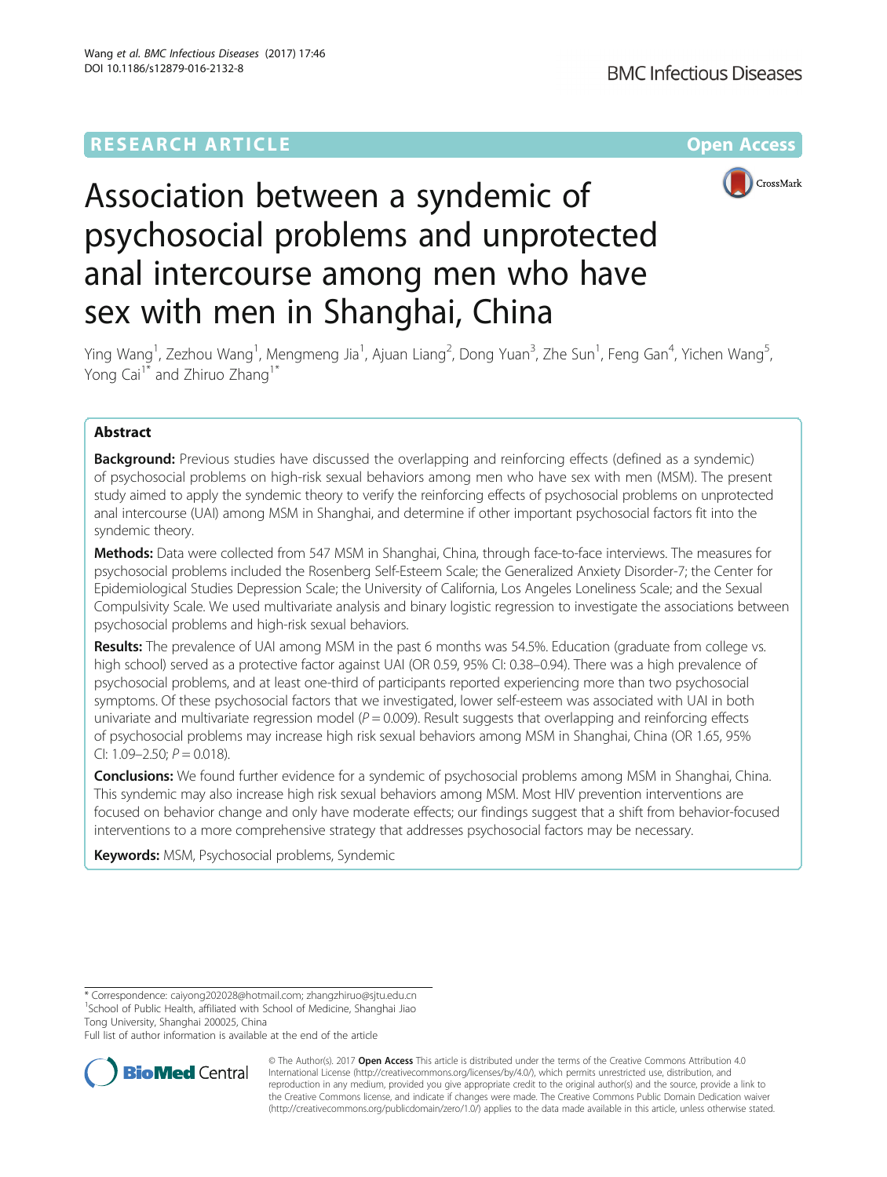RESEARCH ARTICLE

Open Access

# Association between a syndemic of psychosocial problems and unprotected anal intercourse among men who have sex with men in Shanghai, China

Ying Wang[1], Zezhou Wang[1], Mengmeng Jia[1], Ajuan Liang[2], Dong Yuan[3], Zhe Sun[1], Feng Gan[4], Yichen Wang[5], Yong Cai[1*] and Zhiruo Zhang[1*]

## Abstract

**Background:** Previous studies have discussed the overlapping and reinforcing effects (defined as a syndemic) of psychosocial problems on high-risk sexual behaviors among men who have sex with men (MSM). The present study aimed to apply the syndemic theory to verify the reinforcing effects of psychosocial problems on unprotected anal intercourse (UAI) among MSM in Shanghai, and determine if other important psychosocial factors fit into the syndemic theory.

**Methods:** Data were collected from 547 MSM in Shanghai, China, through face-to-face interviews. The measures for psychosocial problems included the Rosenberg Self-Esteem Scale; the Generalized Anxiety Disorder-7; the Center for Epidemiological Studies Depression Scale; the University of California, Los Angeles Loneliness Scale; and the Sexual Compulsivity Scale. We used multivariate analysis and binary logistic regression to investigate the associations between psychosocial problems and high-risk sexual behaviors.

**Results:** The prevalence of UAI among MSM in the past 6 months was 54.5%. Education (graduate from college vs. high school) served as a protective factor against UAI (OR 0.59, 95% CI: 0.38–0.94). There was a high prevalence of psychosocial problems, and at least one-third of participants reported experiencing more than two psychosocial symptoms. Of these psychosocial factors that we investigated, lower self-esteem was associated with UAI in both univariate and multivariate regression model ($P = 0.009$). Result suggests that overlapping and reinforcing effects of psychosocial problems may increase high risk sexual behaviors among MSM in Shanghai, China (OR 1.65, 95% CI: 1.09–2.50; $P = 0.018$).

**Conclusions:** We found further evidence for a syndemic of psychosocial problems among MSM in Shanghai, China. This syndemic may also increase high risk sexual behaviors among MSM. Most HIV prevention interventions are focused on behavior change and only have moderate effects; our findings suggest that a shift from behavior-focused interventions to a more comprehensive strategy that addresses psychosocial factors may be necessary.

**Keywords:** MSM, Psychosocial problems, Syndemic

\* Correspondence: caiyong202028@hotmail.com; zhangzhiruo@sjtu.edu.cn
[1]School of Public Health, affiliated with School of Medicine, Shanghai Jiao Tong University, Shanghai 200025, China
Full list of author information is available at the end of the article

© The Author(s). 2017 **Open Access** This article is distributed under the terms of the Creative Commons Attribution 4.0 International License (http://creativecommons.org/licenses/by/4.0/), which permits unrestricted use, distribution, and reproduction in any medium, provided you give appropriate credit to the original author(s) and the source, provide a link to the Creative Commons license, and indicate if changes were made. The Creative Commons Public Domain Dedication waiver (http://creativecommons.org/publicdomain/zero/1.0/) applies to the data made available in this article, unless otherwise stated.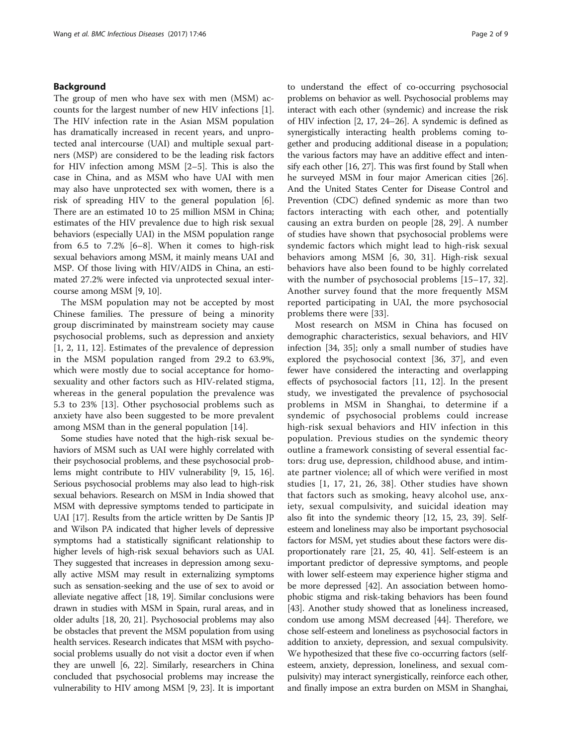## Background

The group of men who have sex with men (MSM) accounts for the largest number of new HIV infections [1]. The HIV infection rate in the Asian MSM population has dramatically increased in recent years, and unprotected anal intercourse (UAI) and multiple sexual partners (MSP) are considered to be the leading risk factors for HIV infection among MSM [2–5]. This is also the case in China, and as MSM who have UAI with men may also have unprotected sex with women, there is a risk of spreading HIV to the general population [6]. There are an estimated 10 to 25 million MSM in China; estimates of the HIV prevalence due to high risk sexual behaviors (especially UAI) in the MSM population range from 6.5 to 7.2% [6–8]. When it comes to high-risk sexual behaviors among MSM, it mainly means UAI and MSP. Of those living with HIV/AIDS in China, an estimated 27.2% were infected via unprotected sexual intercourse among MSM [9, 10].

The MSM population may not be accepted by most Chinese families. The pressure of being a minority group discriminated by mainstream society may cause psychosocial problems, such as depression and anxiety [1, 2, 11, 12]. Estimates of the prevalence of depression in the MSM population ranged from 29.2 to 63.9%, which were mostly due to social acceptance for homosexuality and other factors such as HIV-related stigma, whereas in the general population the prevalence was 5.3 to 23% [13]. Other psychosocial problems such as anxiety have also been suggested to be more prevalent among MSM than in the general population [14].

Some studies have noted that the high-risk sexual behaviors of MSM such as UAI were highly correlated with their psychosocial problems, and these psychosocial problems might contribute to HIV vulnerability [9, 15, 16]. Serious psychosocial problems may also lead to high-risk sexual behaviors. Research on MSM in India showed that MSM with depressive symptoms tended to participate in UAI [17]. Results from the article written by De Santis JP and Wilson PA indicated that higher levels of depressive symptoms had a statistically significant relationship to higher levels of high-risk sexual behaviors such as UAI. They suggested that increases in depression among sexually active MSM may result in externalizing symptoms such as sensation-seeking and the use of sex to avoid or alleviate negative affect [18, 19]. Similar conclusions were drawn in studies with MSM in Spain, rural areas, and in older adults [18, 20, 21]. Psychosocial problems may also be obstacles that prevent the MSM population from using health services. Research indicates that MSM with psychosocial problems usually do not visit a doctor even if when they are unwell [6, 22]. Similarly, researchers in China concluded that psychosocial problems may increase the vulnerability to HIV among MSM [9, 23]. It is important to understand the effect of co-occurring psychosocial problems on behavior as well. Psychosocial problems may interact with each other (syndemic) and increase the risk of HIV infection [2, 17, 24–26]. A syndemic is defined as synergistically interacting health problems coming together and producing additional disease in a population; the various factors may have an additive effect and intensify each other [16, 27]. This was first found by Stall when he surveyed MSM in four major American cities [26]. And the United States Center for Disease Control and Prevention (CDC) defined syndemic as more than two factors interacting with each other, and potentially causing an extra burden on people [28, 29]. A number of studies have shown that psychosocial problems were syndemic factors which might lead to high-risk sexual behaviors among MSM [6, 30, 31]. High-risk sexual behaviors have also been found to be highly correlated with the number of psychosocial problems [15–17, 32]. Another survey found that the more frequently MSM reported participating in UAI, the more psychosocial problems there were [33].

Most research on MSM in China has focused on demographic characteristics, sexual behaviors, and HIV infection [34, 35]; only a small number of studies have explored the psychosocial context [36, 37], and even fewer have considered the interacting and overlapping effects of psychosocial factors [11, 12]. In the present study, we investigated the prevalence of psychosocial problems in MSM in Shanghai, to determine if a syndemic of psychosocial problems could increase high-risk sexual behaviors and HIV infection in this population. Previous studies on the syndemic theory outline a framework consisting of several essential factors: drug use, depression, childhood abuse, and intimate partner violence; all of which were verified in most studies [1, 17, 21, 26, 38]. Other studies have shown that factors such as smoking, heavy alcohol use, anxiety, sexual compulsivity, and suicidal ideation may also fit into the syndemic theory [12, 15, 23, 39]. Self-esteem and loneliness may also be important psychosocial factors for MSM, yet studies about these factors were disproportionately rare [21, 25, 40, 41]. Self-esteem is an important predictor of depressive symptoms, and people with lower self-esteem may experience higher stigma and be more depressed [42]. An association between homophobic stigma and risk-taking behaviors has been found [43]. Another study showed that as loneliness increased, condom use among MSM decreased [44]. Therefore, we chose self-esteem and loneliness as psychosocial factors in addition to anxiety, depression, and sexual compulsivity. We hypothesized that these five co-occurring factors (self-esteem, anxiety, depression, loneliness, and sexual compulsivity) may interact synergistically, reinforce each other, and finally impose an extra burden on MSM in Shanghai,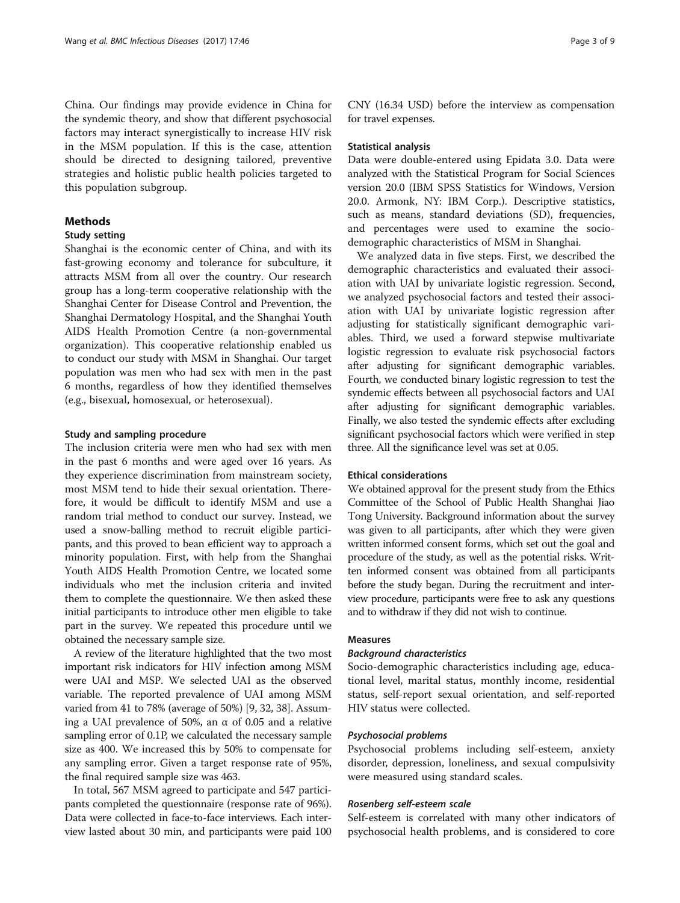China. Our findings may provide evidence in China for the syndemic theory, and show that different psychosocial factors may interact synergistically to increase HIV risk in the MSM population. If this is the case, attention should be directed to designing tailored, preventive strategies and holistic public health policies targeted to this population subgroup.

## Methods

### Study setting

Shanghai is the economic center of China, and with its fast-growing economy and tolerance for subculture, it attracts MSM from all over the country. Our research group has a long-term cooperative relationship with the Shanghai Center for Disease Control and Prevention, the Shanghai Dermatology Hospital, and the Shanghai Youth AIDS Health Promotion Centre (a non-governmental organization). This cooperative relationship enabled us to conduct our study with MSM in Shanghai. Our target population was men who had sex with men in the past 6 months, regardless of how they identified themselves (e.g., bisexual, homosexual, or heterosexual).

### Study and sampling procedure

The inclusion criteria were men who had sex with men in the past 6 months and were aged over 16 years. As they experience discrimination from mainstream society, most MSM tend to hide their sexual orientation. Therefore, it would be difficult to identify MSM and use a random trial method to conduct our survey. Instead, we used a snow-balling method to recruit eligible participants, and this proved to bean efficient way to approach a minority population. First, with help from the Shanghai Youth AIDS Health Promotion Centre, we located some individuals who met the inclusion criteria and invited them to complete the questionnaire. We then asked these initial participants to introduce other men eligible to take part in the survey. We repeated this procedure until we obtained the necessary sample size.

A review of the literature highlighted that the two most important risk indicators for HIV infection among MSM were UAI and MSP. We selected UAI as the observed variable. The reported prevalence of UAI among MSM varied from 41 to 78% (average of 50%) [9, 32, 38]. Assuming a UAI prevalence of 50%, an $\alpha$ of 0.05 and a relative sampling error of 0.1P, we calculated the necessary sample size as 400. We increased this by 50% to compensate for any sampling error. Given a target response rate of 95%, the final required sample size was 463.

In total, 567 MSM agreed to participate and 547 participants completed the questionnaire (response rate of 96%). Data were collected in face-to-face interviews. Each interview lasted about 30 min, and participants were paid 100 CNY (16.34 USD) before the interview as compensation for travel expenses.

### Statistical analysis

Data were double-entered using Epidata 3.0. Data were analyzed with the Statistical Program for Social Sciences version 20.0 (IBM SPSS Statistics for Windows, Version 20.0. Armonk, NY: IBM Corp.). Descriptive statistics, such as means, standard deviations (SD), frequencies, and percentages were used to examine the socio-demographic characteristics of MSM in Shanghai.

We analyzed data in five steps. First, we described the demographic characteristics and evaluated their association with UAI by univariate logistic regression. Second, we analyzed psychosocial factors and tested their association with UAI by univariate logistic regression after adjusting for statistically significant demographic variables. Third, we used a forward stepwise multivariate logistic regression to evaluate risk psychosocial factors after adjusting for significant demographic variables. Fourth, we conducted binary logistic regression to test the syndemic effects between all psychosocial factors and UAI after adjusting for significant demographic variables. Finally, we also tested the syndemic effects after excluding significant psychosocial factors which were verified in step three. All the significance level was set at 0.05.

### Ethical considerations

We obtained approval for the present study from the Ethics Committee of the School of Public Health Shanghai Jiao Tong University. Background information about the survey was given to all participants, after which they were given written informed consent forms, which set out the goal and procedure of the study, as well as the potential risks. Written informed consent was obtained from all participants before the study began. During the recruitment and interview procedure, participants were free to ask any questions and to withdraw if they did not wish to continue.

### Measures

#### *Background characteristics*

Socio-demographic characteristics including age, educational level, marital status, monthly income, residential status, self-report sexual orientation, and self-reported HIV status were collected.

#### *Psychosocial problems*

Psychosocial problems including self-esteem, anxiety disorder, depression, loneliness, and sexual compulsivity were measured using standard scales.

#### *Rosenberg self-esteem scale*

Self-esteem is correlated with many other indicators of psychosocial health problems, and is considered to core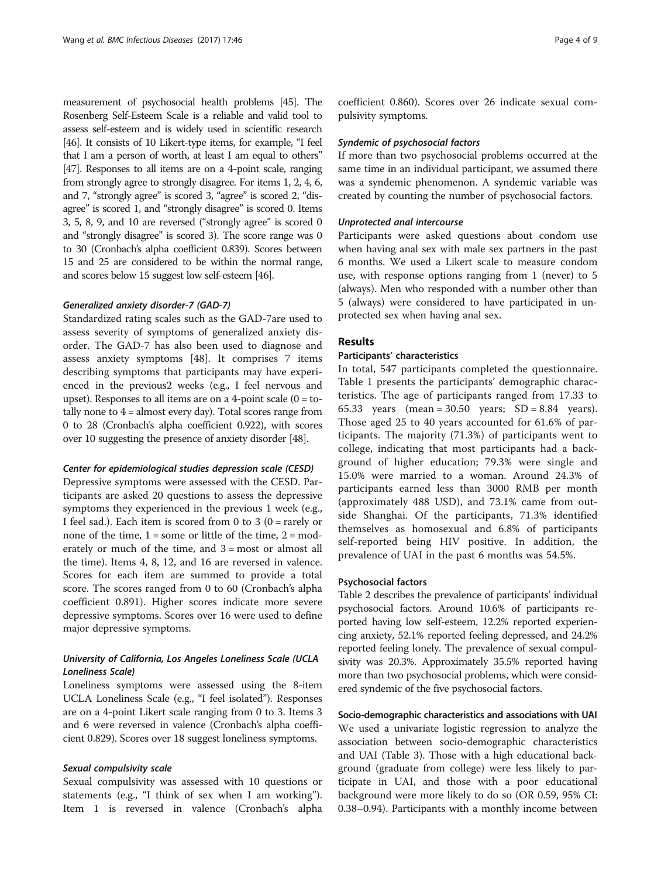measurement of psychosocial health problems [45]. The Rosenberg Self-Esteem Scale is a reliable and valid tool to assess self-esteem and is widely used in scientific research [46]. It consists of 10 Likert-type items, for example, "I feel that I am a person of worth, at least I am equal to others" [47]. Responses to all items are on a 4-point scale, ranging from strongly agree to strongly disagree. For items 1, 2, 4, 6, and 7, "strongly agree" is scored 3, "agree" is scored 2, "disagree" is scored 1, and "strongly disagree" is scored 0. Items 3, 5, 8, 9, and 10 are reversed ("strongly agree" is scored 0 and "strongly disagree" is scored 3). The score range was 0 to 30 (Cronbach's alpha coefficient 0.839). Scores between 15 and 25 are considered to be within the normal range, and scores below 15 suggest low self-esteem [46].

#### Generalized anxiety disorder-7 (GAD-7)

Standardized rating scales such as the GAD-7are used to assess severity of symptoms of generalized anxiety disorder. The GAD-7 has also been used to diagnose and assess anxiety symptoms [48]. It comprises 7 items describing symptoms that participants may have experienced in the previous2 weeks (e.g., I feel nervous and upset). Responses to all items are on a 4-point scale (0 = totally none to 4 = almost every day). Total scores range from 0 to 28 (Cronbach's alpha coefficient 0.922), with scores over 10 suggesting the presence of anxiety disorder [48].

#### Center for epidemiological studies depression scale (CESD)

Depressive symptoms were assessed with the CESD. Participants are asked 20 questions to assess the depressive symptoms they experienced in the previous 1 week (e.g., I feel sad.). Each item is scored from 0 to 3 (0 = rarely or none of the time, 1 = some or little of the time, 2 = moderately or much of the time, and 3 = most or almost all the time). Items 4, 8, 12, and 16 are reversed in valence. Scores for each item are summed to provide a total score. The scores ranged from 0 to 60 (Cronbach's alpha coefficient 0.891). Higher scores indicate more severe depressive symptoms. Scores over 16 were used to define major depressive symptoms.

#### University of California, Los Angeles Loneliness Scale (UCLA Loneliness Scale)

Loneliness symptoms were assessed using the 8-item UCLA Loneliness Scale (e.g., "I feel isolated"). Responses are on a 4-point Likert scale ranging from 0 to 3. Items 3 and 6 were reversed in valence (Cronbach's alpha coefficient 0.829). Scores over 18 suggest loneliness symptoms.

#### Sexual compulsivity scale

Sexual compulsivity was assessed with 10 questions or statements (e.g., "I think of sex when I am working"). Item 1 is reversed in valence (Cronbach's alpha coefficient 0.860). Scores over 26 indicate sexual compulsivity symptoms.

#### Syndemic of psychosocial factors

If more than two psychosocial problems occurred at the same time in an individual participant, we assumed there was a syndemic phenomenon. A syndemic variable was created by counting the number of psychosocial factors.

#### Unprotected anal intercourse

Participants were asked questions about condom use when having anal sex with male sex partners in the past 6 months. We used a Likert scale to measure condom use, with response options ranging from 1 (never) to 5 (always). Men who responded with a number other than 5 (always) were considered to have participated in unprotected sex when having anal sex.

## Results

### Participants' characteristics

In total, 547 participants completed the questionnaire. Table 1 presents the participants' demographic characteristics. The age of participants ranged from 17.33 to 65.33 years (mean = 30.50 years; SD = 8.84 years). Those aged 25 to 40 years accounted for 61.6% of participants. The majority (71.3%) of participants went to college, indicating that most participants had a background of higher education; 79.3% were single and 15.0% were married to a woman. Around 24.3% of participants earned less than 3000 RMB per month (approximately 488 USD), and 73.1% came from outside Shanghai. Of the participants, 71.3% identified themselves as homosexual and 6.8% of participants self-reported being HIV positive. In addition, the prevalence of UAI in the past 6 months was 54.5%.

### Psychosocial factors

Table 2 describes the prevalence of participants' individual psychosocial factors. Around 10.6% of participants reported having low self-esteem, 12.2% reported experiencing anxiety, 52.1% reported feeling depressed, and 24.2% reported feeling lonely. The prevalence of sexual compulsivity was 20.3%. Approximately 35.5% reported having more than two psychosocial problems, which were considered syndemic of the five psychosocial factors.

### Socio-demographic characteristics and associations with UAI

We used a univariate logistic regression to analyze the association between socio-demographic characteristics and UAI (Table 3). Those with a high educational background (graduate from college) were less likely to participate in UAI, and those with a poor educational background were more likely to do so (OR 0.59, 95% CI: 0.38–0.94). Participants with a monthly income between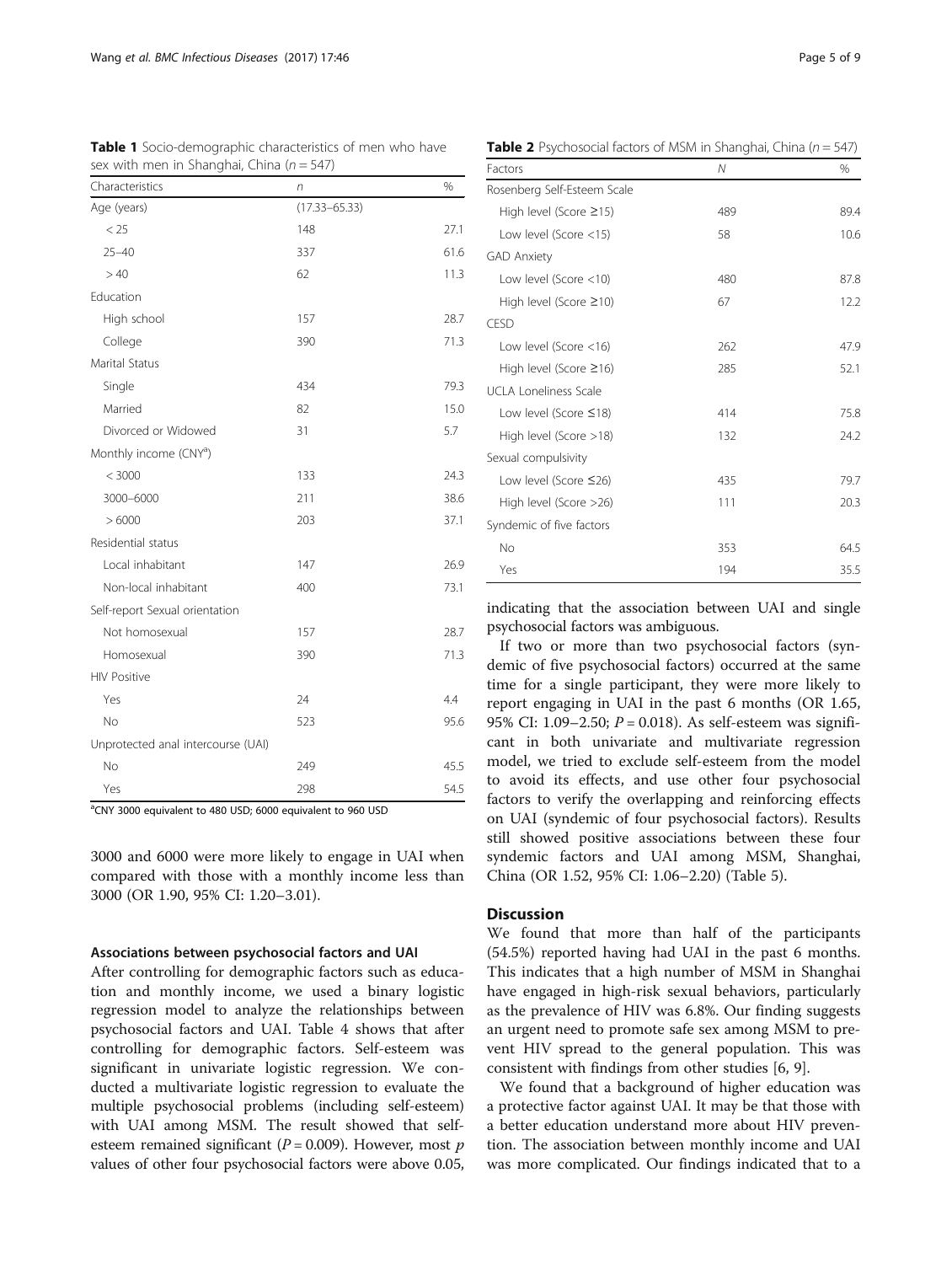**Table 1** Socio-demographic characteristics of men who have sex with men in Shanghai, China ($n = 547$)

| Characteristics | *n* | % |
|---|---|---|
| Age (years) | (17.33–65.33) | |
| < 25 | 148 | 27.1 |
| 25–40 | 337 | 61.6 |
| > 40 | 62 | 11.3 |
| Education | | |
| High school | 157 | 28.7 |
| College | 390 | 71.3 |
| Marital Status | | |
| Single | 434 | 79.3 |
| Married | 82 | 15.0 |
| Divorced or Widowed | 31 | 5.7 |
| Monthly income (CNY[a]) | | |
| < 3000 | 133 | 24.3 |
| 3000–6000 | 211 | 38.6 |
| > 6000 | 203 | 37.1 |
| Residential status | | |
| Local inhabitant | 147 | 26.9 |
| Non-local inhabitant | 400 | 73.1 |
| Self-report Sexual orientation | | |
| Not homosexual | 157 | 28.7 |
| Homosexual | 390 | 71.3 |
| HIV Positive | | |
| Yes | 24 | 4.4 |
| No | 523 | 95.6 |
| Unprotected anal intercourse (UAI) | | |
| No | 249 | 45.5 |
| Yes | 298 | 54.5 |

[a]CNY 3000 equivalent to 480 USD; 6000 equivalent to 960 USD

3000 and 6000 were more likely to engage in UAI when compared with those with a monthly income less than 3000 (OR 1.90, 95% CI: 1.20–3.01).

#### Associations between psychosocial factors and UAI

After controlling for demographic factors such as education and monthly income, we used a binary logistic regression model to analyze the relationships between psychosocial factors and UAI. Table 4 shows that after controlling for demographic factors. Self-esteem was significant in univariate logistic regression. We conducted a multivariate logistic regression to evaluate the multiple psychosocial problems (including self-esteem) with UAI among MSM. The result showed that self-esteem remained significant ($P = 0.009$). However, most $p$ values of other four psychosocial factors were above 0.05, indicating that the association between UAI and single psychosocial factors was ambiguous.

If two or more than two psychosocial factors (syndemic of five psychosocial factors) occurred at the same time for a single participant, they were more likely to report engaging in UAI in the past 6 months (OR 1.65, 95% CI: 1.09–2.50; $P = 0.018$). As self-esteem was significant in both univariate and multivariate regression model, we tried to exclude self-esteem from the model to avoid its effects, and use other four psychosocial factors to verify the overlapping and reinforcing effects on UAI (syndemic of four psychosocial factors). Results still showed positive associations between these four syndemic factors and UAI among MSM, Shanghai, China (OR 1.52, 95% CI: 1.06–2.20) (Table 5).

**Table 2** Psychosocial factors of MSM in Shanghai, China ($n = 547$)

| Factors | *N* | % |
|---|---|---|
| Rosenberg Self-Esteem Scale | | |
| High level (Score ≥15) | 489 | 89.4 |
| Low level (Score <15) | 58 | 10.6 |
| GAD Anxiety | | |
| Low level (Score <10) | 480 | 87.8 |
| High level (Score ≥10) | 67 | 12.2 |
| CESD | | |
| Low level (Score <16) | 262 | 47.9 |
| High level (Score ≥16) | 285 | 52.1 |
| UCLA Loneliness Scale | | |
| Low level (Score ≤18) | 414 | 75.8 |
| High level (Score >18) | 132 | 24.2 |
| Sexual compulsivity | | |
| Low level (Score ≤26) | 435 | 79.7 |
| High level (Score >26) | 111 | 20.3 |
| Syndemic of five factors | | |
| No | 353 | 64.5 |
| Yes | 194 | 35.5 |

## Discussion

We found that more than half of the participants (54.5%) reported having had UAI in the past 6 months. This indicates that a high number of MSM in Shanghai have engaged in high-risk sexual behaviors, particularly as the prevalence of HIV was 6.8%. Our finding suggests an urgent need to promote safe sex among MSM to prevent HIV spread to the general population. This was consistent with findings from other studies [6, 9].

We found that a background of higher education was a protective factor against UAI. It may be that those with a better education understand more about HIV prevention. The association between monthly income and UAI was more complicated. Our findings indicated that to a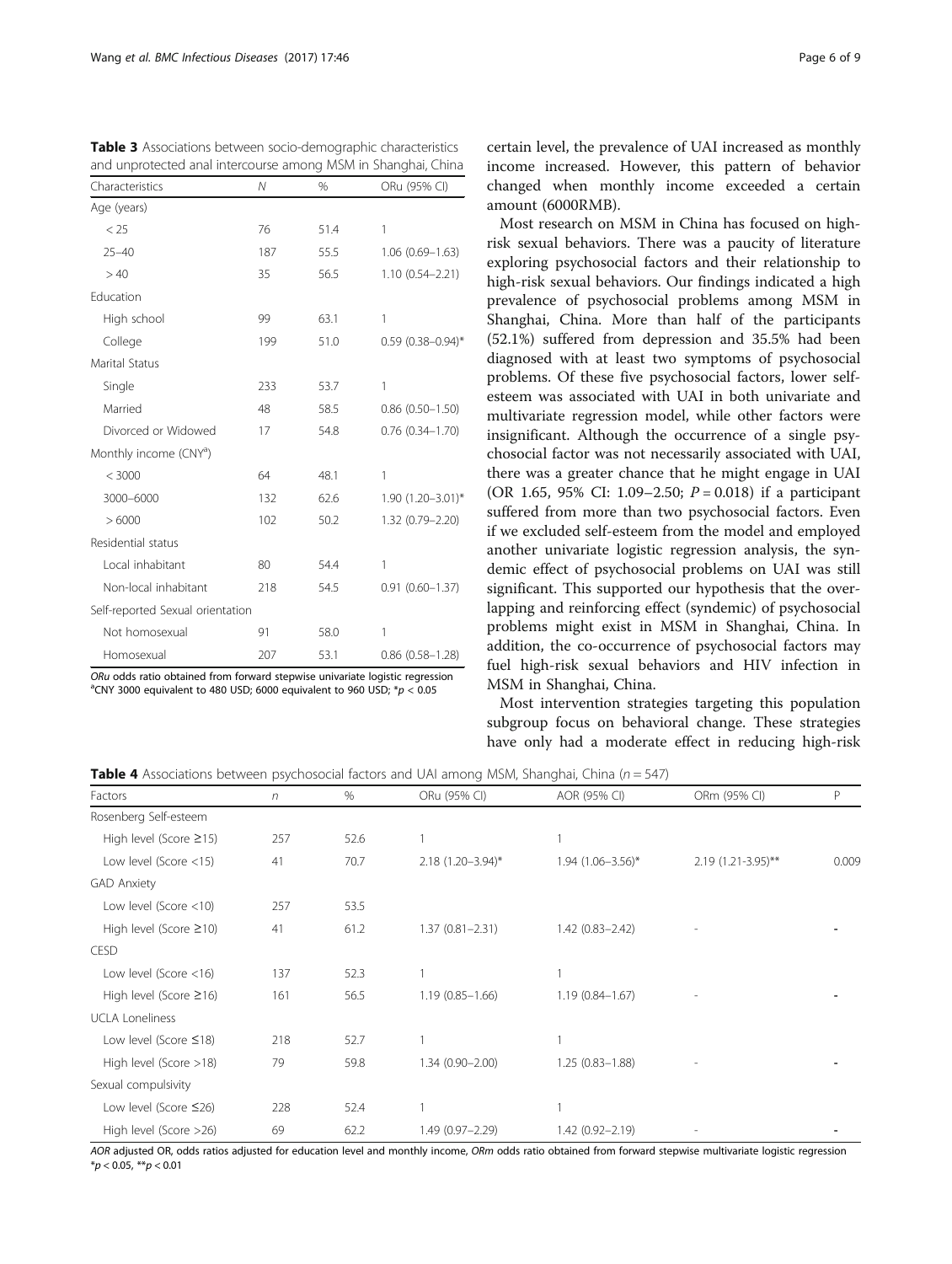**Table 3** Associations between socio-demographic characteristics and unprotected anal intercourse among MSM in Shanghai, China

| Characteristics | N | % | ORu (95% CI) |
|---|---|---|---|
| Age (years) | | | |
| < 25 | 76 | 51.4 | 1 |
| 25–40 | 187 | 55.5 | 1.06 (0.69–1.63) |
| > 40 | 35 | 56.5 | 1.10 (0.54–2.21) |
| Education | | | |
| High school | 99 | 63.1 | 1 |
| College | 199 | 51.0 | 0.59 (0.38–0.94)* |
| Marital Status | | | |
| Single | 233 | 53.7 | 1 |
| Married | 48 | 58.5 | 0.86 (0.50–1.50) |
| Divorced or Widowed | 17 | 54.8 | 0.76 (0.34–1.70) |
| Monthly income (CNY[a]) | | | |
| < 3000 | 64 | 48.1 | 1 |
| 3000–6000 | 132 | 62.6 | 1.90 (1.20–3.01)* |
| > 6000 | 102 | 50.2 | 1.32 (0.79–2.20) |
| Residential status | | | |
| Local inhabitant | 80 | 54.4 | 1 |
| Non-local inhabitant | 218 | 54.5 | 0.91 (0.60–1.37) |
| Self-reported Sexual orientation | | | |
| Not homosexual | 91 | 58.0 | 1 |
| Homosexual | 207 | 53.1 | 0.86 (0.58–1.28) |

*ORu* odds ratio obtained from forward stepwise univariate logistic regression
[a]CNY 3000 equivalent to 480 USD; 6000 equivalent to 960 USD; *$p < 0.05$

certain level, the prevalence of UAI increased as monthly income increased. However, this pattern of behavior changed when monthly income exceeded a certain amount (6000RMB).

Most research on MSM in China has focused on high-risk sexual behaviors. There was a paucity of literature exploring psychosocial factors and their relationship to high-risk sexual behaviors. Our findings indicated a high prevalence of psychosocial problems among MSM in Shanghai, China. More than half of the participants (52.1%) suffered from depression and 35.5% had been diagnosed with at least two symptoms of psychosocial problems. Of these five psychosocial factors, lower self-esteem was associated with UAI in both univariate and multivariate regression model, while other factors were insignificant. Although the occurrence of a single psychosocial factor was not necessarily associated with UAI, there was a greater chance that he might engage in UAI (OR 1.65, 95% CI: 1.09–2.50; $P = 0.018$) if a participant suffered from more than two psychosocial factors. Even if we excluded self-esteem from the model and employed another univariate logistic regression analysis, the syndemic effect of psychosocial problems on UAI was still significant. This supported our hypothesis that the overlapping and reinforcing effect (syndemic) of psychosocial problems might exist in MSM in Shanghai, China. In addition, the co-occurrence of psychosocial factors may fuel high-risk sexual behaviors and HIV infection in MSM in Shanghai, China.

Most intervention strategies targeting this population subgroup focus on behavioral change. These strategies have only had a moderate effect in reducing high-risk

**Table 4** Associations between psychosocial factors and UAI among MSM, Shanghai, China ($n = 547$)

| Factors | n | % | ORu (95% CI) | AOR (95% CI) | ORm (95% CI) | P |
|---|---|---|---|---|---|---|
| Rosenberg Self-esteem | | | | | | |
| High level (Score ≥15) | 257 | 52.6 | 1 | 1 | | |
| Low level (Score <15) | 41 | 70.7 | 2.18 (1.20–3.94)* | 1.94 (1.06–3.56)* | 2.19 (1.21-3.95)** | 0.009 |
| GAD Anxiety | | | | | | |
| Low level (Score <10) | 257 | 53.5 | | | | |
| High level (Score ≥10) | 41 | 61.2 | 1.37 (0.81–2.31) | 1.42 (0.83–2.42) | - | - |
| CESD | | | | | | |
| Low level (Score <16) | 137 | 52.3 | 1 | 1 | | |
| High level (Score ≥16) | 161 | 56.5 | 1.19 (0.85–1.66) | 1.19 (0.84–1.67) | - | - |
| UCLA Loneliness | | | | | | |
| Low level (Score ≤18) | 218 | 52.7 | 1 | 1 | | |
| High level (Score >18) | 79 | 59.8 | 1.34 (0.90–2.00) | 1.25 (0.83–1.88) | - | - |
| Sexual compulsivity | | | | | | |
| Low level (Score ≤26) | 228 | 52.4 | 1 | 1 | | |
| High level (Score >26) | 69 | 62.2 | 1.49 (0.97–2.29) | 1.42 (0.92–2.19) | - | - |

*AOR* adjusted OR, odds ratios adjusted for education level and monthly income, *ORm* odds ratio obtained from forward stepwise multivariate logistic regression
*$p < 0.05$, **$p < 0.01$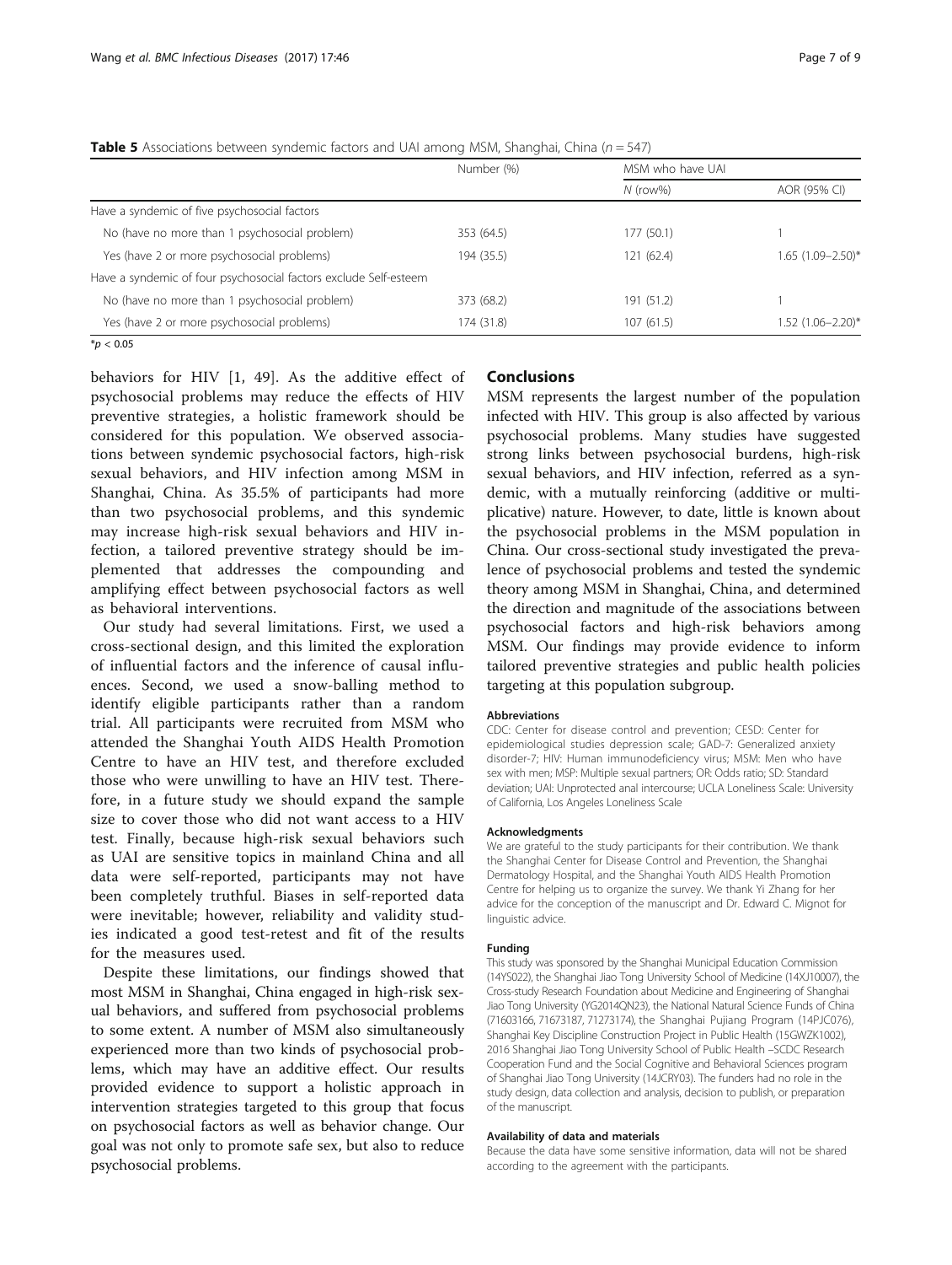**Table 5** Associations between syndemic factors and UAI among MSM, Shanghai, China ($n = 547$)

| | Number (%) | MSM who have UAI | |
|---|---|---|---|
| | | *N* (row%) | AOR (95% CI) |
| Have a syndemic of five psychosocial factors | | | |
| No (have no more than 1 psychosocial problem) | 353 (64.5) | 177 (50.1) | 1 |
| Yes (have 2 or more psychosocial problems) | 194 (35.5) | 121 (62.4) | 1.65 (1.09–2.50)* |
| Have a syndemic of four psychosocial factors exclude Self-esteem | | | |
| No (have no more than 1 psychosocial problem) | 373 (68.2) | 191 (51.2) | 1 |
| Yes (have 2 or more psychosocial problems) | 174 (31.8) | 107 (61.5) | 1.52 (1.06–2.20)* |

*$p < 0.05$

behaviors for HIV [1, 49]. As the additive effect of psychosocial problems may reduce the effects of HIV preventive strategies, a holistic framework should be considered for this population. We observed associations between syndemic psychosocial factors, high-risk sexual behaviors, and HIV infection among MSM in Shanghai, China. As 35.5% of participants had more than two psychosocial problems, and this syndemic may increase high-risk sexual behaviors and HIV infection, a tailored preventive strategy should be implemented that addresses the compounding and amplifying effect between psychosocial factors as well as behavioral interventions.

Our study had several limitations. First, we used a cross-sectional design, and this limited the exploration of influential factors and the inference of causal influences. Second, we used a snow-balling method to identify eligible participants rather than a random trial. All participants were recruited from MSM who attended the Shanghai Youth AIDS Health Promotion Centre to have an HIV test, and therefore excluded those who were unwilling to have an HIV test. Therefore, in a future study we should expand the sample size to cover those who did not want access to a HIV test. Finally, because high-risk sexual behaviors such as UAI are sensitive topics in mainland China and all data were self-reported, participants may not have been completely truthful. Biases in self-reported data were inevitable; however, reliability and validity studies indicated a good test-retest and fit of the results for the measures used.

Despite these limitations, our findings showed that most MSM in Shanghai, China engaged in high-risk sexual behaviors, and suffered from psychosocial problems to some extent. A number of MSM also simultaneously experienced more than two kinds of psychosocial problems, which may have an additive effect. Our results provided evidence to support a holistic approach in intervention strategies targeted to this group that focus on psychosocial factors as well as behavior change. Our goal was not only to promote safe sex, but also to reduce psychosocial problems.

## Conclusions

MSM represents the largest number of the population infected with HIV. This group is also affected by various psychosocial problems. Many studies have suggested strong links between psychosocial burdens, high-risk sexual behaviors, and HIV infection, referred as a syndemic, with a mutually reinforcing (additive or multiplicative) nature. However, to date, little is known about the psychosocial problems in the MSM population in China. Our cross-sectional study investigated the prevalence of psychosocial problems and tested the syndemic theory among MSM in Shanghai, China, and determined the direction and magnitude of the associations between psychosocial factors and high-risk behaviors among MSM. Our findings may provide evidence to inform tailored preventive strategies and public health policies targeting at this population subgroup.

### Abbreviations

CDC: Center for disease control and prevention; CESD: Center for epidemiological studies depression scale; GAD-7: Generalized anxiety disorder-7; HIV: Human immunodeficiency virus; MSM: Men who have sex with men; MSP: Multiple sexual partners; OR: Odds ratio; SD: Standard deviation; UAI: Unprotected anal intercourse; UCLA Loneliness Scale: University of California, Los Angeles Loneliness Scale

### Acknowledgments

We are grateful to the study participants for their contribution. We thank the Shanghai Center for Disease Control and Prevention, the Shanghai Dermatology Hospital, and the Shanghai Youth AIDS Health Promotion Centre for helping us to organize the survey. We thank Yi Zhang for her advice for the conception of the manuscript and Dr. Edward C. Mignot for linguistic advice.

### Funding

This study was sponsored by the Shanghai Municipal Education Commission (14YS022), the Shanghai Jiao Tong University School of Medicine (14XJ10007), the Cross-study Research Foundation about Medicine and Engineering of Shanghai Jiao Tong University (YG2014QN23), the National Natural Science Funds of China (71603166, 71673187, 71273174), the Shanghai Pujiang Program (14PJC076), Shanghai Key Discipline Construction Project in Public Health (15GWZK1002), 2016 Shanghai Jiao Tong University School of Public Health –SCDC Research Cooperation Fund and the Social Cognitive and Behavioral Sciences program of Shanghai Jiao Tong University (14JCRY03). The funders had no role in the study design, data collection and analysis, decision to publish, or preparation of the manuscript.

### Availability of data and materials

Because the data have some sensitive information, data will not be shared according to the agreement with the participants.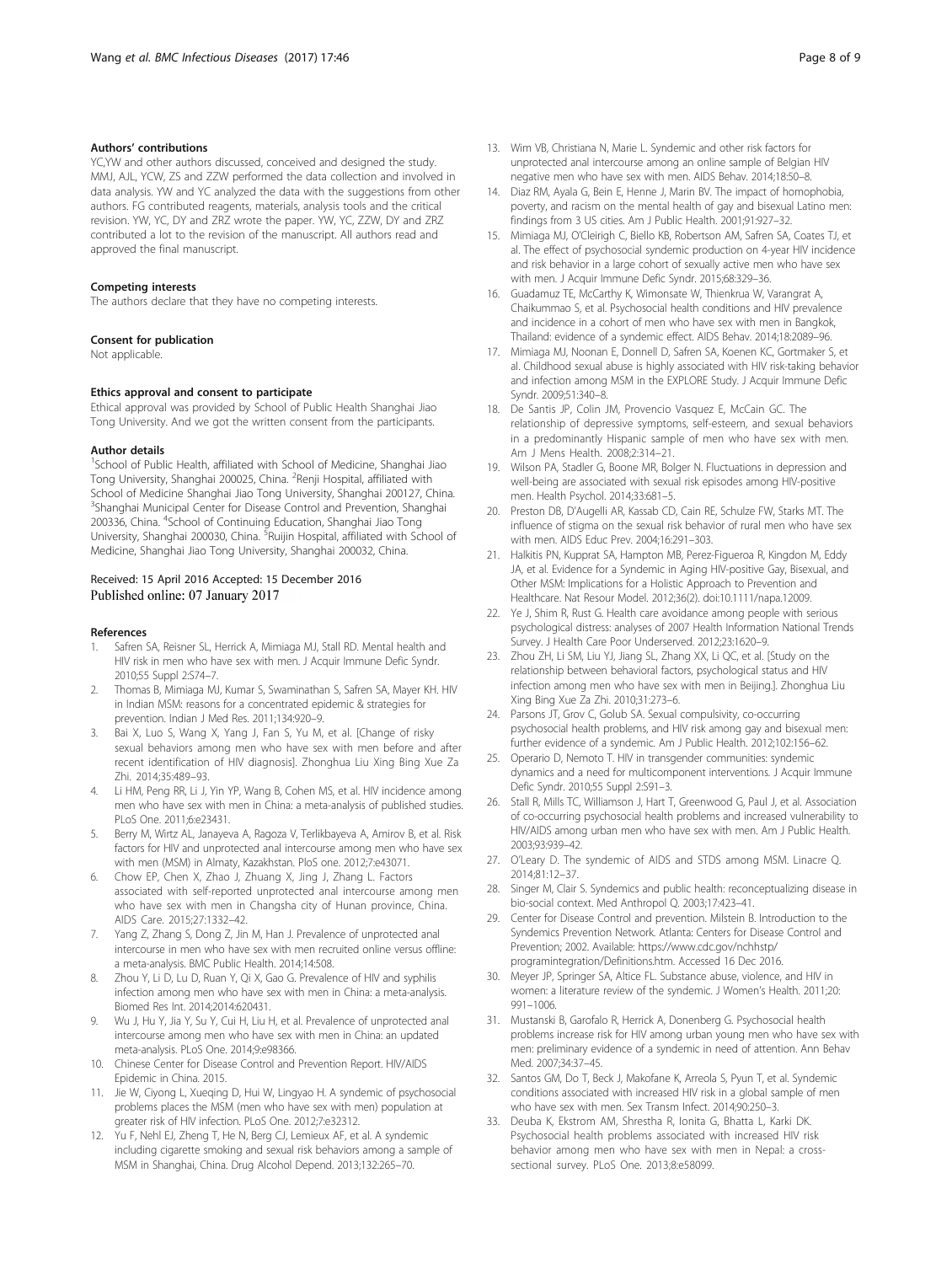#### Authors' contributions

YC,YW and other authors discussed, conceived and designed the study. MMJ, AJL, YCW, ZS and ZZW performed the data collection and involved in data analysis. YW and YC analyzed the data with the suggestions from other authors. FG contributed reagents, materials, analysis tools and the critical revision. YW, YC, DY and ZRZ wrote the paper. YW, YC, ZZW, DY and ZRZ contributed a lot to the revision of the manuscript. All authors read and approved the final manuscript.

#### Competing interests

The authors declare that they have no competing interests.

#### Consent for publication

Not applicable.

#### Ethics approval and consent to participate

Ethical approval was provided by School of Public Health Shanghai Jiao Tong University. And we got the written consent from the participants.

#### Author details

[1]School of Public Health, affiliated with School of Medicine, Shanghai Jiao Tong University, Shanghai 200025, China. [2]Renji Hospital, affiliated with School of Medicine Shanghai Jiao Tong University, Shanghai 200127, China. [3]Shanghai Municipal Center for Disease Control and Prevention, Shanghai 200336, China. [4]School of Continuing Education, Shanghai Jiao Tong University, Shanghai 200030, China. [5]Ruijin Hospital, affiliated with School of Medicine, Shanghai Jiao Tong University, Shanghai 200032, China.

Received: 15 April 2016 Accepted: 15 December 2016
Published online: 07 January 2017

#### References

1. Safren SA, Reisner SL, Herrick A, Mimiaga MJ, Stall RD. Mental health and HIV risk in men who have sex with men. J Acquir Immune Defic Syndr. 2010;55 Suppl 2:S74–7.
2. Thomas B, Mimiaga MJ, Kumar S, Swaminathan S, Safren SA, Mayer KH. HIV in Indian MSM: reasons for a concentrated epidemic & strategies for prevention. Indian J Med Res. 2011;134:920–9.
3. Bai X, Luo S, Wang X, Yang J, Fan S, Yu M, et al. [Change of risky sexual behaviors among men who have sex with men before and after recent identification of HIV diagnosis]. Zhonghua Liu Xing Bing Xue Za Zhi. 2014;35:489–93.
4. Li HM, Peng RR, Li J, Yin YP, Wang B, Cohen MS, et al. HIV incidence among men who have sex with men in China: a meta-analysis of published studies. PLoS One. 2011;6:e23431.
5. Berry M, Wirtz AL, Janayeva A, Ragoza V, Terlikbayeva A, Amirov B, et al. Risk factors for HIV and unprotected anal intercourse among men who have sex with men (MSM) in Almaty, Kazakhstan. PloS one. 2012;7:e43071.
6. Chow EP, Chen X, Zhao J, Zhuang X, Jing J, Zhang L. Factors associated with self-reported unprotected anal intercourse among men who have sex with men in Changsha city of Hunan province, China. AIDS Care. 2015;27:1332–42.
7. Yang Z, Zhang S, Dong Z, Jin M, Han J. Prevalence of unprotected anal intercourse in men who have sex with men recruited online versus offline: a meta-analysis. BMC Public Health. 2014;14:508.
8. Zhou Y, Li D, Lu D, Ruan Y, Qi X, Gao G. Prevalence of HIV and syphilis infection among men who have sex with men in China: a meta-analysis. Biomed Res Int. 2014;2014:620431.
9. Wu J, Hu Y, Jia Y, Su Y, Cui H, Liu H, et al. Prevalence of unprotected anal intercourse among men who have sex with men in China: an updated meta-analysis. PLoS One. 2014;9:e98366.
10. Chinese Center for Disease Control and Prevention Report. HIV/AIDS Epidemic in China. 2015.
11. Jie W, Ciyong L, Xueqing D, Hui W, Lingyao H. A syndemic of psychosocial problems places the MSM (men who have sex with men) population at greater risk of HIV infection. PLoS One. 2012;7:e32312.
12. Yu F, Nehl EJ, Zheng T, He N, Berg CJ, Lemieux AF, et al. A syndemic including cigarette smoking and sexual risk behaviors among a sample of MSM in Shanghai, China. Drug Alcohol Depend. 2013;132:265–70.
13. Wim VB, Christiana N, Marie L. Syndemic and other risk factors for unprotected anal intercourse among an online sample of Belgian HIV negative men who have sex with men. AIDS Behav. 2014;18:50–8.
14. Diaz RM, Ayala G, Bein E, Henne J, Marin BV. The impact of homophobia, poverty, and racism on the mental health of gay and bisexual Latino men: findings from 3 US cities. Am J Public Health. 2001;91:927–32.
15. Mimiaga MJ, O'Cleirigh C, Biello KB, Robertson AM, Safren SA, Coates TJ, et al. The effect of psychosocial syndemic production on 4-year HIV incidence and risk behavior in a large cohort of sexually active men who have sex with men. J Acquir Immune Defic Syndr. 2015;68:329–36.
16. Guadamuz TE, McCarthy K, Wimonsate W, Thienkrua W, Varangrat A, Chaikummao S, et al. Psychosocial health conditions and HIV prevalence and incidence in a cohort of men who have sex with men in Bangkok, Thailand: evidence of a syndemic effect. AIDS Behav. 2014;18:2089–96.
17. Mimiaga MJ, Noonan E, Donnell D, Safren SA, Koenen KC, Gortmaker S, et al. Childhood sexual abuse is highly associated with HIV risk-taking behavior and infection among MSM in the EXPLORE Study. J Acquir Immune Defic Syndr. 2009;51:340–8.
18. De Santis JP, Colin JM, Provencio Vasquez E, McCain GC. The relationship of depressive symptoms, self-esteem, and sexual behaviors in a predominantly Hispanic sample of men who have sex with men. Am J Mens Health. 2008;2:314–21.
19. Wilson PA, Stadler G, Boone MR, Bolger N. Fluctuations in depression and well-being are associated with sexual risk episodes among HIV-positive men. Health Psychol. 2014;33:681–5.
20. Preston DB, D'Augelli AR, Kassab CD, Cain RE, Schulze FW, Starks MT. The influence of stigma on the sexual risk behavior of rural men who have sex with men. AIDS Educ Prev. 2004;16:291–303.
21. Halkitis PN, Kupprat SA, Hampton MB, Perez-Figueroa R, Kingdon M, Eddy JA, et al. Evidence for a Syndemic in Aging HIV-positive Gay, Bisexual, and Other MSM: Implications for a Holistic Approach to Prevention and Healthcare. Nat Resour Model. 2012;36(2). doi:10.1111/napa.12009.
22. Ye J, Shim R, Rust G. Health care avoidance among people with serious psychological distress: analyses of 2007 Health Information National Trends Survey. J Health Care Poor Underserved. 2012;23:1620–9.
23. Zhou ZH, Li SM, Liu YJ, Jiang SL, Zhang XX, Li QC, et al. [Study on the relationship between behavioral factors, psychological status and HIV infection among men who have sex with men in Beijing.]. Zhonghua Liu Xing Bing Xue Za Zhi. 2010;31:273–6.
24. Parsons JT, Grov C, Golub SA. Sexual compulsivity, co-occurring psychosocial health problems, and HIV risk among gay and bisexual men: further evidence of a syndemic. Am J Public Health. 2012;102:156–62.
25. Operario D, Nemoto T. HIV in transgender communities: syndemic dynamics and a need for multicomponent interventions. J Acquir Immune Defic Syndr. 2010;55 Suppl 2:S91–3.
26. Stall R, Mills TC, Williamson J, Hart T, Greenwood G, Paul J, et al. Association of co-occurring psychosocial health problems and increased vulnerability to HIV/AIDS among urban men who have sex with men. Am J Public Health. 2003;93:939–42.
27. O'Leary D. The syndemic of AIDS and STDS among MSM. Linacre Q. 2014;81:12–37.
28. Singer M, Clair S. Syndemics and public health: reconceptualizing disease in bio-social context. Med Anthropol Q. 2003;17:423–41.
29. Center for Disease Control and prevention. Milstein B. Introduction to the Syndemics Prevention Network. Atlanta: Centers for Disease Control and Prevention; 2002. Available: https://www.cdc.gov/nchhstp/programintegration/Definitions.htm. Accessed 16 Dec 2016.
30. Meyer JP, Springer SA, Altice FL. Substance abuse, violence, and HIV in women: a literature review of the syndemic. J Women's Health. 2011;20:991–1006.
31. Mustanski B, Garofalo R, Herrick A, Donenberg G. Psychosocial health problems increase risk for HIV among urban young men who have sex with men: preliminary evidence of a syndemic in need of attention. Ann Behav Med. 2007;34:37–45.
32. Santos GM, Do T, Beck J, Makofane K, Arreola S, Pyun T, et al. Syndemic conditions associated with increased HIV risk in a global sample of men who have sex with men. Sex Transm Infect. 2014;90:250–3.
33. Deuba K, Ekstrom AM, Shrestha R, Ionita G, Bhatta L, Karki DK. Psychosocial health problems associated with increased HIV risk behavior among men who have sex with men in Nepal: a cross-sectional survey. PLoS One. 2013;8:e58099.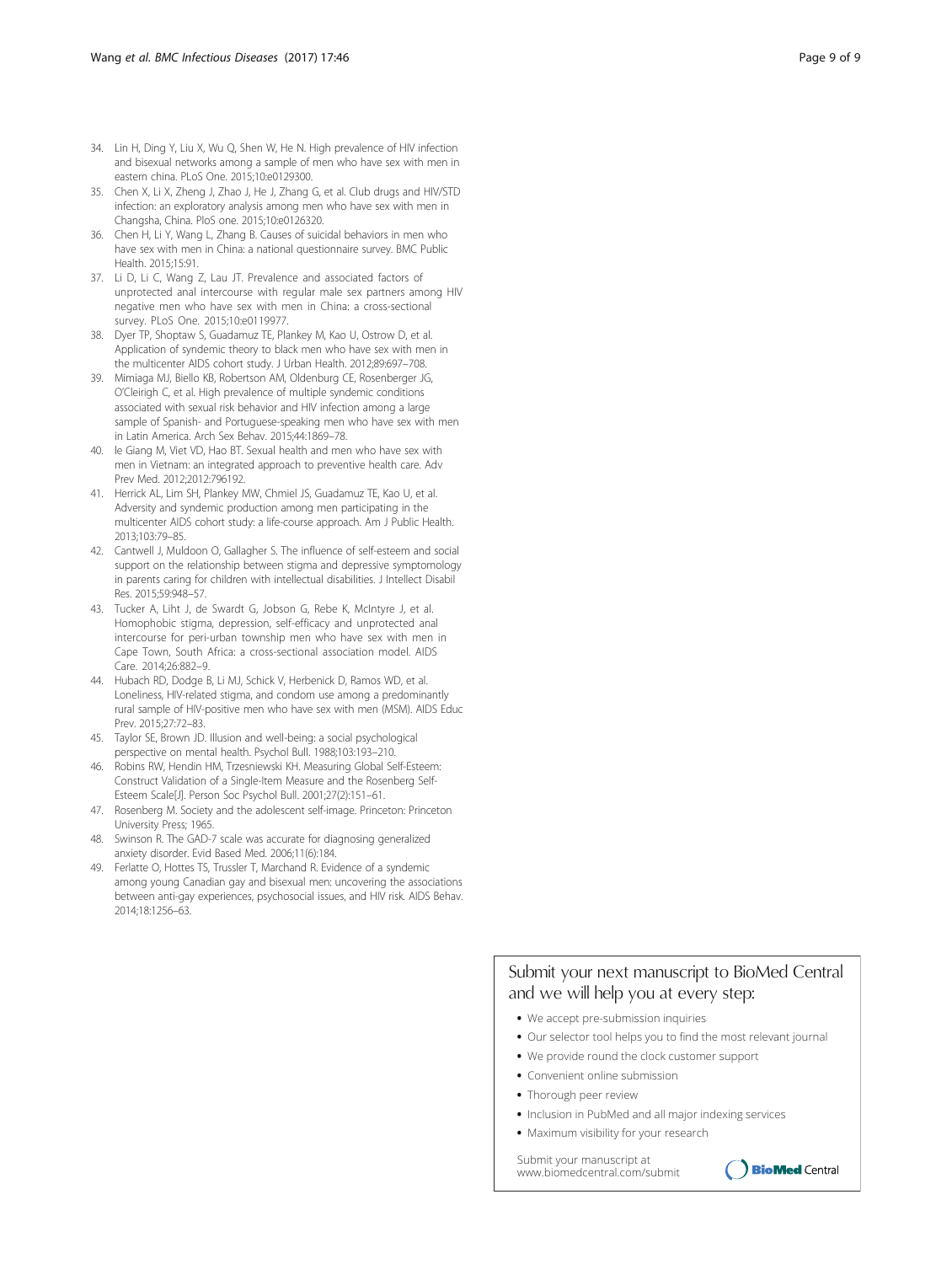34. Lin H, Ding Y, Liu X, Wu Q, Shen W, He N. High prevalence of HIV infection and bisexual networks among a sample of men who have sex with men in eastern china. PLoS One. 2015;10:e0129300.
35. Chen X, Li X, Zheng J, Zhao J, He J, Zhang G, et al. Club drugs and HIV/STD infection: an exploratory analysis among men who have sex with men in Changsha, China. PloS one. 2015;10:e0126320.
36. Chen H, Li Y, Wang L, Zhang B. Causes of suicidal behaviors in men who have sex with men in China: a national questionnaire survey. BMC Public Health. 2015;15:91.
37. Li D, Li C, Wang Z, Lau JT. Prevalence and associated factors of unprotected anal intercourse with regular male sex partners among HIV negative men who have sex with men in China: a cross-sectional survey. PLoS One. 2015;10:e0119977.
38. Dyer TP, Shoptaw S, Guadamuz TE, Plankey M, Kao U, Ostrow D, et al. Application of syndemic theory to black men who have sex with men in the multicenter AIDS cohort study. J Urban Health. 2012;89:697–708.
39. Mimiaga MJ, Biello KB, Robertson AM, Oldenburg CE, Rosenberger JG, O'Cleirigh C, et al. High prevalence of multiple syndemic conditions associated with sexual risk behavior and HIV infection among a large sample of Spanish- and Portuguese-speaking men who have sex with men in Latin America. Arch Sex Behav. 2015;44:1869–78.
40. le Giang M, Viet VD, Hao BT. Sexual health and men who have sex with men in Vietnam: an integrated approach to preventive health care. Adv Prev Med. 2012;2012:796192.
41. Herrick AL, Lim SH, Plankey MW, Chmiel JS, Guadamuz TE, Kao U, et al. Adversity and syndemic production among men participating in the multicenter AIDS cohort study: a life-course approach. Am J Public Health. 2013;103:79–85.
42. Cantwell J, Muldoon O, Gallagher S. The influence of self-esteem and social support on the relationship between stigma and depressive symptomology in parents caring for children with intellectual disabilities. J Intellect Disabil Res. 2015;59:948–57.
43. Tucker A, Liht J, de Swardt G, Jobson G, Rebe K, McIntyre J, et al. Homophobic stigma, depression, self-efficacy and unprotected anal intercourse for peri-urban township men who have sex with men in Cape Town, South Africa: a cross-sectional association model. AIDS Care. 2014;26:882–9.
44. Hubach RD, Dodge B, Li MJ, Schick V, Herbenick D, Ramos WD, et al. Loneliness, HIV-related stigma, and condom use among a predominantly rural sample of HIV-positive men who have sex with men (MSM). AIDS Educ Prev. 2015;27:72–83.
45. Taylor SE, Brown JD. Illusion and well-being: a social psychological perspective on mental health. Psychol Bull. 1988;103:193–210.
46. Robins RW, Hendin HM, Trzesniewski KH. Measuring Global Self-Esteem: Construct Validation of a Single-Item Measure and the Rosenberg Self-Esteem Scale[J]. Person Soc Psychol Bull. 2001;27(2):151–61.
47. Rosenberg M. Society and the adolescent self-image. Princeton: Princeton University Press; 1965.
48. Swinson R. The GAD-7 scale was accurate for diagnosing generalized anxiety disorder. Evid Based Med. 2006;11(6):184.
49. Ferlatte O, Hottes TS, Trussler T, Marchand R. Evidence of a syndemic among young Canadian gay and bisexual men: uncovering the associations between anti-gay experiences, psychosocial issues, and HIV risk. AIDS Behav. 2014;18:1256–63.